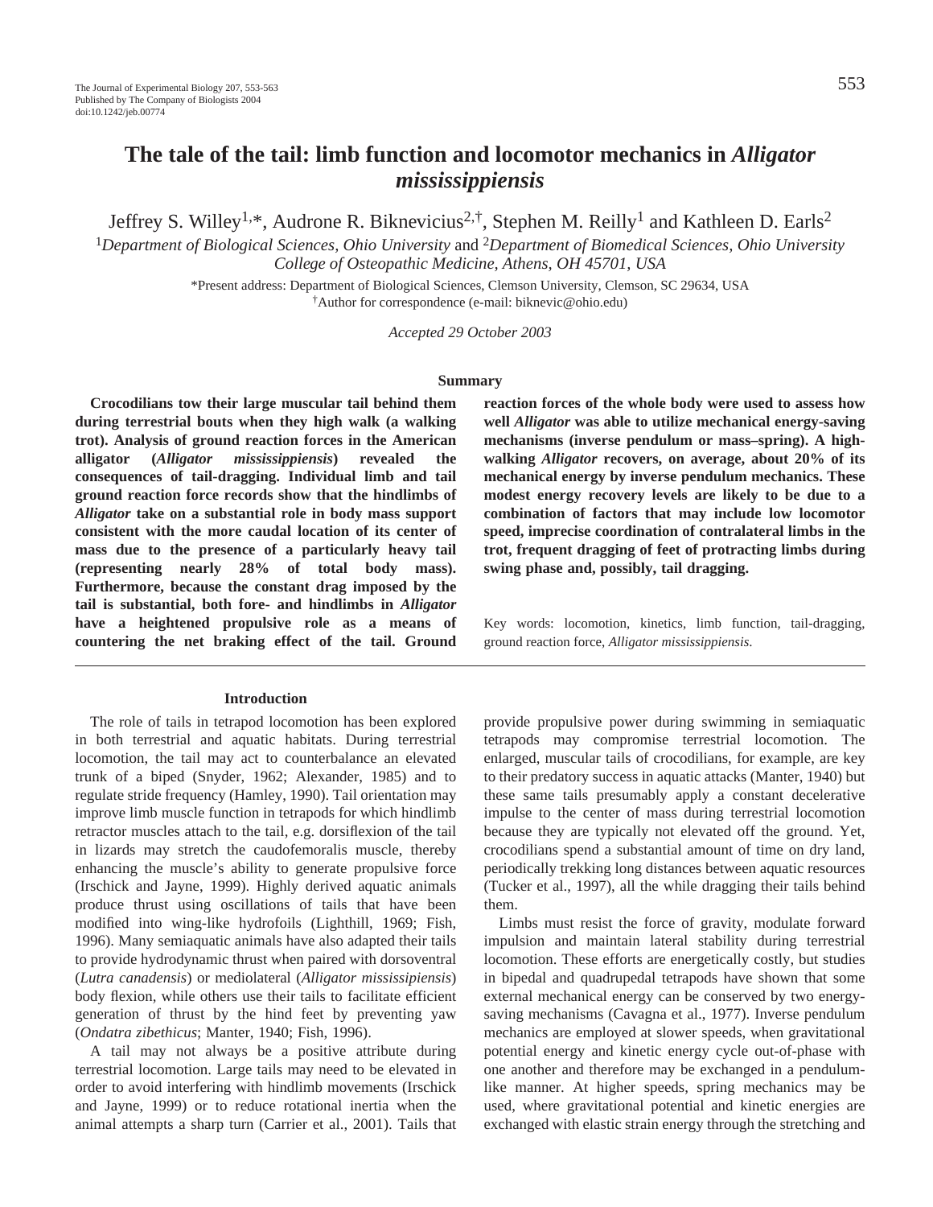# The tale of the tail: limb function and locomotor mechanics in *Alligator mississippiensis*

Jeffrey S. Willey[1,*], Audrone R. Biknevicius[2,†], Stephen M. Reilly[1] and Kathleen D. Earls[2]

[1]*Department of Biological Sciences, Ohio University* and [2]*Department of Biomedical Sciences, Ohio University College of Osteopathic Medicine, Athens, OH 45701, USA*

*Present address: Department of Biological Sciences, Clemson University, Clemson, SC 29634, USA

†Author for correspondence (e-mail: biknevic@ohio.edu)

*Accepted 29 October 2003*

## Summary

**Crocodilians tow their large muscular tail behind them during terrestrial bouts when they high walk (a walking trot). Analysis of ground reaction forces in the American alligator (*Alligator mississippiensis*) revealed the consequences of tail-dragging. Individual limb and tail ground reaction force records show that the hindlimbs of *Alligator* take on a substantial role in body mass support consistent with the more caudal location of its center of mass due to the presence of a particularly heavy tail (representing nearly 28% of total body mass). Furthermore, because the constant drag imposed by the tail is substantial, both fore- and hindlimbs in *Alligator* have a heightened propulsive role as a means of countering the net braking effect of the tail. Ground reaction forces of the whole body were used to assess how well *Alligator* was able to utilize mechanical energy-saving mechanisms (inverse pendulum or mass–spring). A high-walking *Alligator* recovers, on average, about 20% of its mechanical energy by inverse pendulum mechanics. These modest energy recovery levels are likely to be due to a combination of factors that may include low locomotor speed, imprecise coordination of contralateral limbs in the trot, frequent dragging of feet of protracting limbs during swing phase and, possibly, tail dragging.**

Key words: locomotion, kinetics, limb function, tail-dragging, ground reaction force, *Alligator mississippiensis*.

## Introduction

The role of tails in tetrapod locomotion has been explored in both terrestrial and aquatic habitats. During terrestrial locomotion, the tail may act to counterbalance an elevated trunk of a biped (Snyder, 1962; Alexander, 1985) and to regulate stride frequency (Hamley, 1990). Tail orientation may improve limb muscle function in tetrapods for which hindlimb retractor muscles attach to the tail, e.g. dorsiflexion of the tail in lizards may stretch the caudofemoralis muscle, thereby enhancing the muscle's ability to generate propulsive force (Irschick and Jayne, 1999). Highly derived aquatic animals produce thrust using oscillations of tails that have been modified into wing-like hydrofoils (Lighthill, 1969; Fish, 1996). Many semiaquatic animals have also adapted their tails to provide hydrodynamic thrust when paired with dorsoventral (*Lutra canadensis*) or mediolateral (*Alligator mississipiensis*) body flexion, while others use their tails to facilitate efficient generation of thrust by the hind feet by preventing yaw (*Ondatra zibethicus*; Manter, 1940; Fish, 1996).

A tail may not always be a positive attribute during terrestrial locomotion. Large tails may need to be elevated in order to avoid interfering with hindlimb movements (Irschick and Jayne, 1999) or to reduce rotational inertia when the animal attempts a sharp turn (Carrier et al., 2001). Tails that provide propulsive power during swimming in semiaquatic tetrapods may compromise terrestrial locomotion. The enlarged, muscular tails of crocodilians, for example, are key to their predatory success in aquatic attacks (Manter, 1940) but these same tails presumably apply a constant decelerative impulse to the center of mass during terrestrial locomotion because they are typically not elevated off the ground. Yet, crocodilians spend a substantial amount of time on dry land, periodically trekking long distances between aquatic resources (Tucker et al., 1997), all the while dragging their tails behind them.

Limbs must resist the force of gravity, modulate forward impulsion and maintain lateral stability during terrestrial locomotion. These efforts are energetically costly, but studies in bipedal and quadrupedal tetrapods have shown that some external mechanical energy can be conserved by two energy-saving mechanisms (Cavagna et al., 1977). Inverse pendulum mechanics are employed at slower speeds, when gravitational potential energy and kinetic energy cycle out-of-phase with one another and therefore may be exchanged in a pendulum-like manner. At higher speeds, spring mechanics may be used, where gravitational potential and kinetic energies are exchanged with elastic strain energy through the stretching and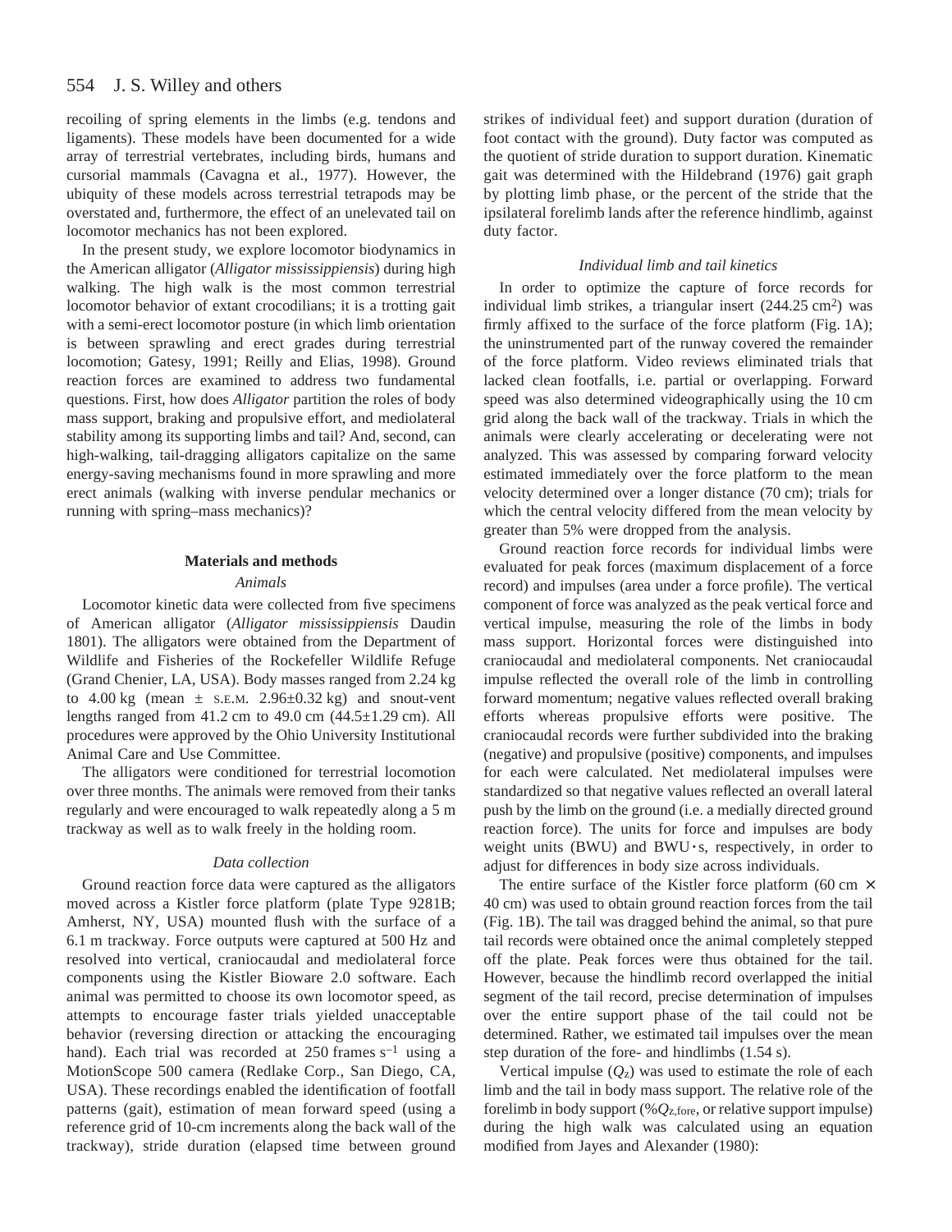recoiling of spring elements in the limbs (e.g. tendons and ligaments). These models have been documented for a wide array of terrestrial vertebrates, including birds, humans and cursorial mammals (Cavagna et al., 1977). However, the ubiquity of these models across terrestrial tetrapods may be overstated and, furthermore, the effect of an unelevated tail on locomotor mechanics has not been explored.

In the present study, we explore locomotor biodynamics in the American alligator (*Alligator mississippiensis*) during high walking. The high walk is the most common terrestrial locomotor behavior of extant crocodilians; it is a trotting gait with a semi-erect locomotor posture (in which limb orientation is between sprawling and erect grades during terrestrial locomotion; Gatesy, 1991; Reilly and Elias, 1998). Ground reaction forces are examined to address two fundamental questions. First, how does *Alligator* partition the roles of body mass support, braking and propulsive effort, and mediolateral stability among its supporting limbs and tail? And, second, can high-walking, tail-dragging alligators capitalize on the same energy-saving mechanisms found in more sprawling and more erect animals (walking with inverse pendular mechanics or running with spring–mass mechanics)?

## Materials and methods

### *Animals*

Locomotor kinetic data were collected from five specimens of American alligator (*Alligator mississippiensis* Daudin 1801). The alligators were obtained from the Department of Wildlife and Fisheries of the Rockefeller Wildlife Refuge (Grand Chenier, LA, USA). Body masses ranged from 2.24 kg to 4.00 kg (mean ± S.E.M. 2.96±0.32 kg) and snout-vent lengths ranged from 41.2 cm to 49.0 cm (44.5±1.29 cm). All procedures were approved by the Ohio University Institutional Animal Care and Use Committee.

The alligators were conditioned for terrestrial locomotion over three months. The animals were removed from their tanks regularly and were encouraged to walk repeatedly along a 5 m trackway as well as to walk freely in the holding room.

### *Data collection*

Ground reaction force data were captured as the alligators moved across a Kistler force platform (plate Type 9281B; Amherst, NY, USA) mounted flush with the surface of a 6.1 m trackway. Force outputs were captured at 500 Hz and resolved into vertical, craniocaudal and mediolateral force components using the Kistler Bioware 2.0 software. Each animal was permitted to choose its own locomotor speed, as attempts to encourage faster trials yielded unacceptable behavior (reversing direction or attacking the encouraging hand). Each trial was recorded at 250 frames $s^{-1}$ using a MotionScope 500 camera (Redlake Corp., San Diego, CA, USA). These recordings enabled the identification of footfall patterns (gait), estimation of mean forward speed (using a reference grid of 10-cm increments along the back wall of the trackway), stride duration (elapsed time between ground strikes of individual feet) and support duration (duration of foot contact with the ground). Duty factor was computed as the quotient of stride duration to support duration. Kinematic gait was determined with the Hildebrand (1976) gait graph by plotting limb phase, or the percent of the stride that the ipsilateral forelimb lands after the reference hindlimb, against duty factor.

### *Individual limb and tail kinetics*

In order to optimize the capture of force records for individual limb strikes, a triangular insert (244.25 $cm^2$) was firmly affixed to the surface of the force platform (Fig. 1A); the uninstrumented part of the runway covered the remainder of the force platform. Video reviews eliminated trials that lacked clean footfalls, i.e. partial or overlapping. Forward speed was also determined videographically using the 10 cm grid along the back wall of the trackway. Trials in which the animals were clearly accelerating or decelerating were not analyzed. This was assessed by comparing forward velocity estimated immediately over the force platform to the mean velocity determined over a longer distance (70 cm); trials for which the central velocity differed from the mean velocity by greater than 5% were dropped from the analysis.

Ground reaction force records for individual limbs were evaluated for peak forces (maximum displacement of a force record) and impulses (area under a force profile). The vertical component of force was analyzed as the peak vertical force and vertical impulse, measuring the role of the limbs in body mass support. Horizontal forces were distinguished into craniocaudal and mediolateral components. Net craniocaudal impulse reflected the overall role of the limb in controlling forward momentum; negative values reflected overall braking efforts whereas propulsive efforts were positive. The craniocaudal records were further subdivided into the braking (negative) and propulsive (positive) components, and impulses for each were calculated. Net mediolateral impulses were standardized so that negative values reflected an overall lateral push by the limb on the ground (i.e. a medially directed ground reaction force). The units for force and impulses are body weight units (BWU) and BWU·s, respectively, in order to adjust for differences in body size across individuals.

The entire surface of the Kistler force platform (60 cm × 40 cm) was used to obtain ground reaction forces from the tail (Fig. 1B). The tail was dragged behind the animal, so that pure tail records were obtained once the animal completely stepped off the plate. Peak forces were thus obtained for the tail. However, because the hindlimb record overlapped the initial segment of the tail record, precise determination of impulses over the entire support phase of the tail could not be determined. Rather, we estimated tail impulses over the mean step duration of the fore- and hindlimbs (1.54 s).

Vertical impulse ($Q_z$) was used to estimate the role of each limb and the tail in body mass support. The relative role of the forelimb in body support ($\%Q_{z,\mathrm{fore}}$, or relative support impulse) during the high walk was calculated using an equation modified from Jayes and Alexander (1980):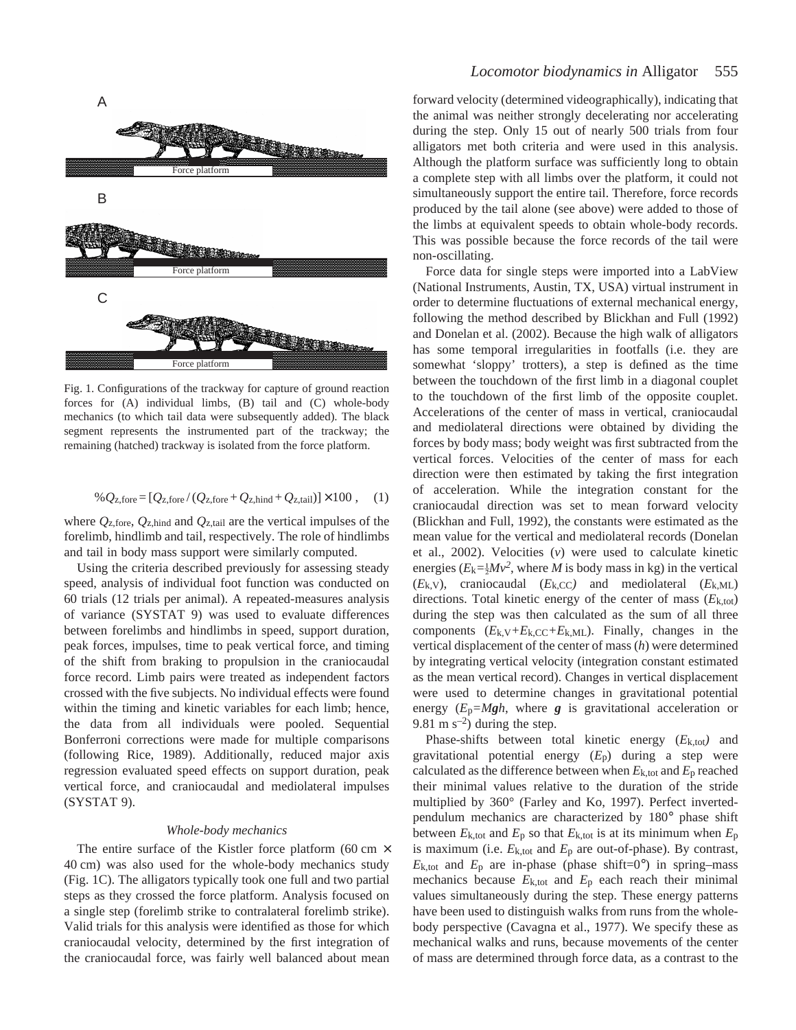Fig. 1. Configurations of the trackway for capture of ground reaction forces for (A) individual limbs, (B) tail and (C) whole-body mechanics (to which tail data were subsequently added). The black segment represents the instrumented part of the trackway; the remaining (hatched) trackway is isolated from the force platform.

$$\%Q_{z,fore} = [Q_{z,fore} / (Q_{z,fore} + Q_{z,hind} + Q_{z,tail})] \times 100 \,, \quad (1)$$

where $Q_{z,fore}$, $Q_{z,hind}$ and $Q_{z,tail}$ are the vertical impulses of the forelimb, hindlimb and tail, respectively. The role of hindlimbs and tail in body mass support were similarly computed.

Using the criteria described previously for assessing steady speed, analysis of individual foot function was conducted on 60 trials (12 trials per animal). A repeated-measures analysis of variance (SYSTAT 9) was used to evaluate differences between forelimbs and hindlimbs in speed, support duration, peak forces, impulses, time to peak vertical force, and timing of the shift from braking to propulsion in the craniocaudal force record. Limb pairs were treated as independent factors crossed with the five subjects. No individual effects were found within the timing and kinetic variables for each limb; hence, the data from all individuals were pooled. Sequential Bonferroni corrections were made for multiple comparisons (following Rice, 1989). Additionally, reduced major axis regression evaluated speed effects on support duration, peak vertical force, and craniocaudal and mediolateral impulses (SYSTAT 9).

### *Whole-body mechanics*

The entire surface of the Kistler force platform (60 cm × 40 cm) was also used for the whole-body mechanics study (Fig. 1C). The alligators typically took one full and two partial steps as they crossed the force platform. Analysis focused on a single step (forelimb strike to contralateral forelimb strike). Valid trials for this analysis were identified as those for which craniocaudal velocity, determined by the first integration of the craniocaudal force, was fairly well balanced about mean forward velocity (determined videographically), indicating that the animal was neither strongly decelerating nor accelerating during the step. Only 15 out of nearly 500 trials from four alligators met both criteria and were used in this analysis. Although the platform surface was sufficiently long to obtain a complete step with all limbs over the platform, it could not simultaneously support the entire tail. Therefore, force records produced by the tail alone (see above) were added to those of the limbs at equivalent speeds to obtain whole-body records. This was possible because the force records of the tail were non-oscillating.

Force data for single steps were imported into a LabView (National Instruments, Austin, TX, USA) virtual instrument in order to determine fluctuations of external mechanical energy, following the method described by Blickhan and Full (1992) and Donelan et al. (2002). Because the high walk of alligators has some temporal irregularities in footfalls (i.e. they are somewhat 'sloppy' trotters), a step is defined as the time between the touchdown of the first limb in a diagonal couplet to the touchdown of the first limb of the opposite couplet. Accelerations of the center of mass in vertical, craniocaudal and mediolateral directions were obtained by dividing the forces by body mass; body weight was first subtracted from the vertical forces. Velocities of the center of mass for each direction were then estimated by taking the first integration of acceleration. While the integration constant for the craniocaudal direction was set to mean forward velocity (Blickhan and Full, 1992), the constants were estimated as the mean value for the vertical and mediolateral records (Donelan et al., 2002). Velocities ($v$) were used to calculate kinetic energies ($E_k = \frac{1}{2}Mv^2$, where $M$ is body mass in kg) in the vertical ($E_{k,V}$), craniocaudal ($E_{k,CC}$) and mediolateral ($E_{k,ML}$) directions. Total kinetic energy of the center of mass ($E_{k,tot}$) during the step was then calculated as the sum of all three components ($E_{k,V}+E_{k,CC}+E_{k,ML}$). Finally, changes in the vertical displacement of the center of mass ($h$) were determined by integrating vertical velocity (integration constant estimated as the mean vertical record). Changes in vertical displacement were used to determine changes in gravitational potential energy ($E_p = M\boldsymbol{g}h$, where $\boldsymbol{g}$ is gravitational acceleration or 9.81 m s$^{-2}$) during the step.

Phase-shifts between total kinetic energy ($E_{k,tot}$) and gravitational potential energy ($E_p$) during a step were calculated as the difference between when $E_{k,tot}$ and $E_p$ reached their minimal values relative to the duration of the stride multiplied by 360° (Farley and Ko, 1997). Perfect inverted-pendulum mechanics are characterized by 180° phase shift between $E_{k,tot}$ and $E_p$ so that $E_{k,tot}$ is at its minimum when $E_p$ is maximum (i.e. $E_{k,tot}$ and $E_p$ are out-of-phase). By contrast, $E_{k,tot}$ and $E_p$ are in-phase (phase shift=0°) in spring–mass mechanics because $E_{k,tot}$ and $E_p$ each reach their minimal values simultaneously during the step. These energy patterns have been used to distinguish walks from runs from the whole-body perspective (Cavagna et al., 1977). We specify these as mechanical walks and runs, because movements of the center of mass are determined through force data, as a contrast to the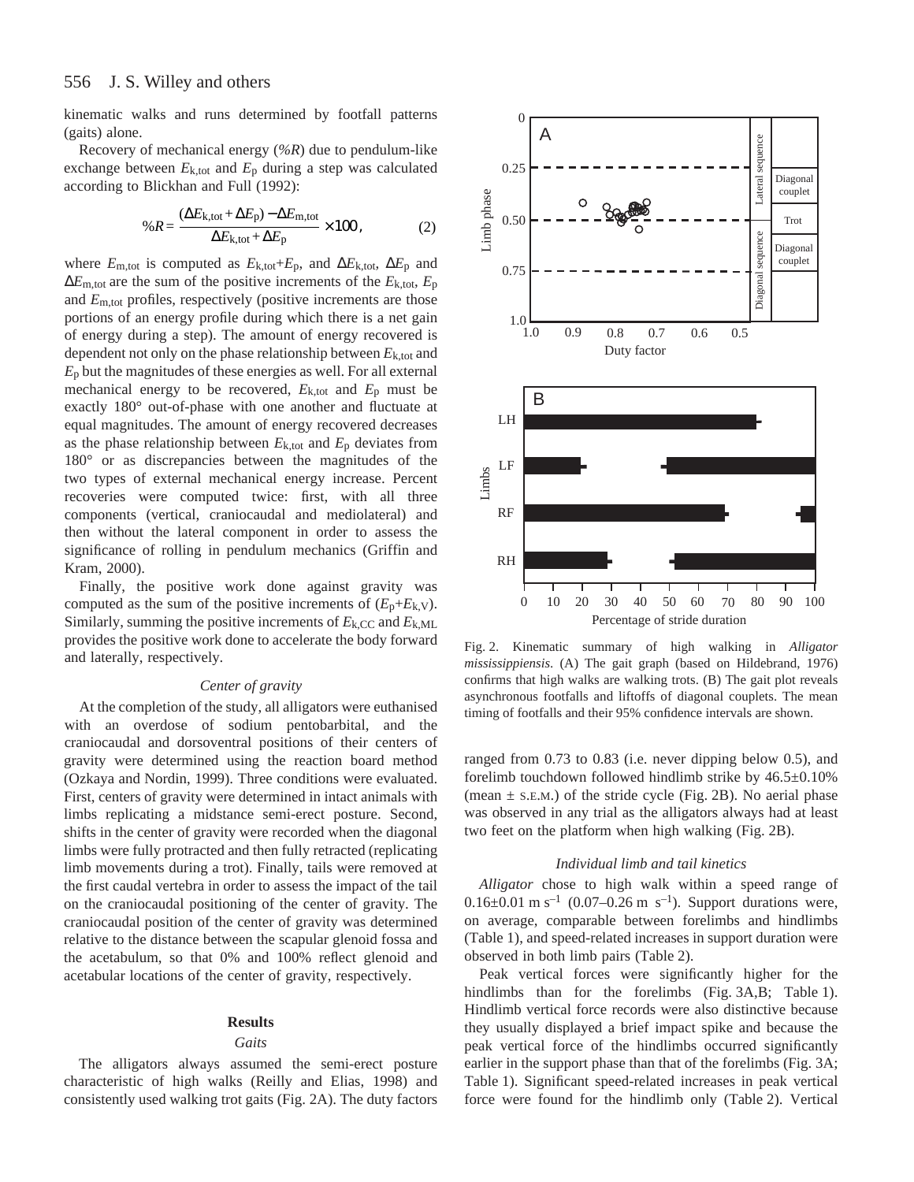kinematic walks and runs determined by footfall patterns (gaits) alone.

Recovery of mechanical energy (*%R*) due to pendulum-like exchange between $E_{k,tot}$ and $E_p$ during a step was calculated according to Blickhan and Full (1992):

$$\%R = \frac{(\Delta E_{k,tot} + \Delta E_p) - \Delta E_{m,tot}}{\Delta E_{k,tot} + \Delta E_p} \times 100\,, \tag{2}$$

where $E_{m,tot}$ is computed as $E_{k,tot}+E_p$, and $\Delta E_{k,tot}$, $\Delta E_p$ and $\Delta E_{m,tot}$ are the sum of the positive increments of the $E_{k,tot}$, $E_p$ and $E_{m,tot}$ profiles, respectively (positive increments are those portions of an energy profile during which there is a net gain of energy during a step). The amount of energy recovered is dependent not only on the phase relationship between $E_{k,tot}$ and $E_p$ but the magnitudes of these energies as well. For all external mechanical energy to be recovered, $E_{k,tot}$ and $E_p$ must be exactly 180° out-of-phase with one another and fluctuate at equal magnitudes. The amount of energy recovered decreases as the phase relationship between $E_{k,tot}$ and $E_p$ deviates from 180° or as discrepancies between the magnitudes of the two types of external mechanical energy increase. Percent recoveries were computed twice: first, with all three components (vertical, craniocaudal and mediolateral) and then without the lateral component in order to assess the significance of rolling in pendulum mechanics (Griffin and Kram, 2000).

Finally, the positive work done against gravity was computed as the sum of the positive increments of $(E_p+E_{k,V})$. Similarly, summing the positive increments of $E_{k,CC}$ and $E_{k,ML}$ provides the positive work done to accelerate the body forward and laterally, respectively.

### *Center of gravity*

At the completion of the study, all alligators were euthanised with an overdose of sodium pentobarbital, and the craniocaudal and dorsoventral positions of their centers of gravity were determined using the reaction board method (Ozkaya and Nordin, 1999). Three conditions were evaluated. First, centers of gravity were determined in intact animals with limbs replicating a midstance semi-erect posture. Second, shifts in the center of gravity were recorded when the diagonal limbs were fully protracted and then fully retracted (replicating limb movements during a trot). Finally, tails were removed at the first caudal vertebra in order to assess the impact of the tail on the craniocaudal positioning of the center of gravity. The craniocaudal position of the center of gravity was determined relative to the distance between the scapular glenoid fossa and the acetabulum, so that 0% and 100% reflect glenoid and acetabular locations of the center of gravity, respectively.

## Results

### *Gaits*

The alligators always assumed the semi-erect posture characteristic of high walks (Reilly and Elias, 1998) and consistently used walking trot gaits (Fig. 2A). The duty factors ranged from 0.73 to 0.83 (i.e. never dipping below 0.5), and forelimb touchdown followed hindlimb strike by 46.5±0.10% (mean ± S.E.M.) of the stride cycle (Fig. 2B). No aerial phase was observed in any trial as the alligators always had at least two feet on the platform when high walking (Fig. 2B).

Fig. 2. Kinematic summary of high walking in *Alligator mississippiensis.* (A) The gait graph (based on Hildebrand, 1976) confirms that high walks are walking trots. (B) The gait plot reveals asynchronous footfalls and liftoffs of diagonal couplets. The mean timing of footfalls and their 95% confidence intervals are shown.

### *Individual limb and tail kinetics*

*Alligator* chose to high walk within a speed range of 0.16±0.01 m s$^{-1}$ (0.07–0.26 m s$^{-1}$). Support durations were, on average, comparable between forelimbs and hindlimbs (Table 1), and speed-related increases in support duration were observed in both limb pairs (Table 2).

Peak vertical forces were significantly higher for the hindlimbs than for the forelimbs (Fig. 3A,B; Table 1). Hindlimb vertical force records were also distinctive because they usually displayed a brief impact spike and because the peak vertical force of the hindlimbs occurred significantly earlier in the support phase than that of the forelimbs (Fig. 3A; Table 1). Significant speed-related increases in peak vertical force were found for the hindlimb only (Table 2). Vertical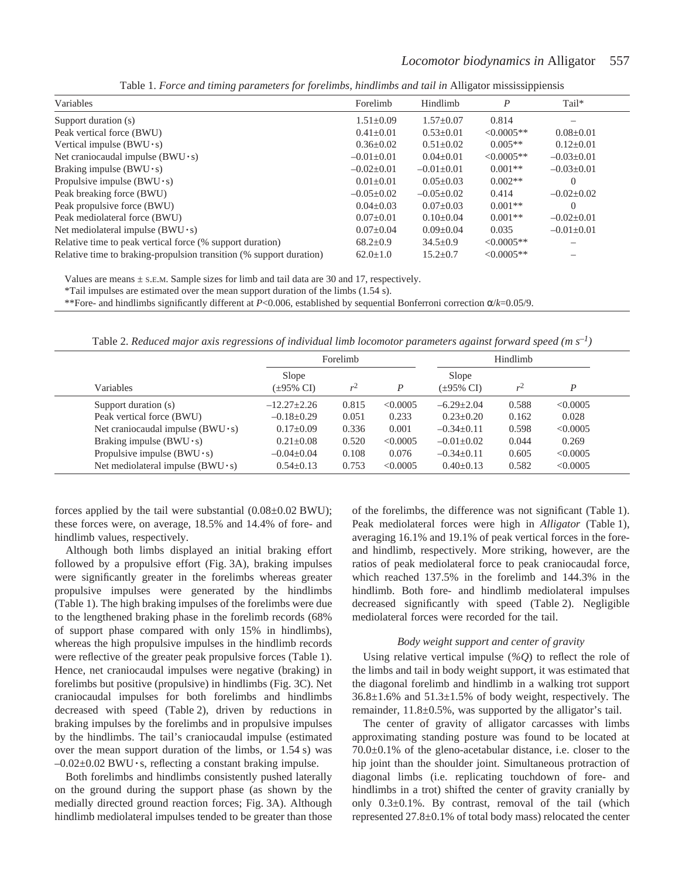Table 1. *Force and timing parameters for forelimbs, hindlimbs and tail in* Alligator mississippiensis

| Variables | Forelimb | Hindlimb | *P* | Tail* |
|---|---|---|---|---|
| Support duration (s) | 1.51±0.09 | 1.57±0.07 | 0.814 | – |
| Peak vertical force (BWU) | 0.41±0.01 | 0.53±0.01 | <0.0005** | 0.08±0.01 |
| Vertical impulse (BWU·s) | 0.36±0.02 | 0.51±0.02 | 0.005** | 0.12±0.01 |
| Net craniocaudal impulse (BWU·s) | –0.01±0.01 | 0.04±0.01 | <0.0005** | –0.03±0.01 |
| Braking impulse (BWU·s) | –0.02±0.01 | –0.01±0.01 | 0.001** | –0.03±0.01 |
| Propulsive impulse (BWU·s) | 0.01±0.01 | 0.05±0.03 | 0.002** | 0 |
| Peak breaking force (BWU) | –0.05±0.02 | –0.05±0.02 | 0.414 | –0.02±0.02 |
| Peak propulsive force (BWU) | 0.04±0.03 | 0.07±0.03 | 0.001** | 0 |
| Peak mediolateral force (BWU) | 0.07±0.01 | 0.10±0.04 | 0.001** | –0.02±0.01 |
| Net mediolateral impulse (BWU·s) | 0.07±0.04 | 0.09±0.04 | 0.035 | –0.01±0.01 |
| Relative time to peak vertical force (% support duration) | 68.2±0.9 | 34.5±0.9 | <0.0005** | – |
| Relative time to braking-propulsion transition (% support duration) | 62.0±1.0 | 15.2±0.7 | <0.0005** | – |

Values are means ± S.E.M. Sample sizes for limb and tail data are 30 and 17, respectively.

*Tail impulses are estimated over the mean support duration of the limbs (1.54 s).

**Fore- and hindlimbs significantly different at $P<0.006$, established by sequential Bonferroni correction $\alpha/k=0.05/9$.

Table 2. *Reduced major axis regressions of individual limb locomotor parameters against forward speed (m s$^{-1}$)*

| | Forelimb | | | Hindlimb | | |
|---|---|---|---|---|---|---|
| Variables | Slope (±95% CI) | $r^2$ | *P* | Slope (±95% CI) | $r^2$ | *P* |
| Support duration (s) | –12.27±2.26 | 0.815 | <0.0005 | –6.29±2.04 | 0.588 | <0.0005 |
| Peak vertical force (BWU) | –0.18±0.29 | 0.051 | 0.233 | 0.23±0.20 | 0.162 | 0.028 |
| Net craniocaudal impulse (BWU·s) | 0.17±0.09 | 0.336 | 0.001 | –0.34±0.11 | 0.598 | <0.0005 |
| Braking impulse (BWU·s) | 0.21±0.08 | 0.520 | <0.0005 | –0.01±0.02 | 0.044 | 0.269 |
| Propulsive impulse (BWU·s) | –0.04±0.04 | 0.108 | 0.076 | –0.34±0.11 | 0.605 | <0.0005 |
| Net mediolateral impulse (BWU·s) | 0.54±0.13 | 0.753 | <0.0005 | 0.40±0.13 | 0.582 | <0.0005 |

forces applied by the tail were substantial (0.08±0.02 BWU); these forces were, on average, 18.5% and 14.4% of fore- and hindlimb values, respectively.

Although both limbs displayed an initial braking effort followed by a propulsive effort (Fig. 3A), braking impulses were significantly greater in the forelimbs whereas greater propulsive impulses were generated by the hindlimbs (Table 1). The high braking impulses of the forelimbs were due to the lengthened braking phase in the forelimb records (68% of support phase compared with only 15% in hindlimbs), whereas the high propulsive impulses in the hindlimb records were reflective of the greater peak propulsive forces (Table 1). Hence, net craniocaudal impulses were negative (braking) in forelimbs but positive (propulsive) in hindlimbs (Fig. 3C). Net craniocaudal impulses for both forelimbs and hindlimbs decreased with speed (Table 2), driven by reductions in braking impulses by the forelimbs and in propulsive impulses by the hindlimbs. The tail's craniocaudal impulse (estimated over the mean support duration of the limbs, or 1.54 s) was –0.02±0.02 BWU·s, reflecting a constant braking impulse.

Both forelimbs and hindlimbs consistently pushed laterally on the ground during the support phase (as shown by the medially directed ground reaction forces; Fig. 3A). Although hindlimb mediolateral impulses tended to be greater than those of the forelimbs, the difference was not significant (Table 1). Peak mediolateral forces were high in *Alligator* (Table 1), averaging 16.1% and 19.1% of peak vertical forces in the fore- and hindlimb, respectively. More striking, however, are the ratios of peak mediolateral force to peak craniocaudal force, which reached 137.5% in the forelimb and 144.3% in the hindlimb. Both fore- and hindlimb mediolateral impulses decreased significantly with speed (Table 2). Negligible mediolateral forces were recorded for the tail.

### *Body weight support and center of gravity*

Using relative vertical impulse (*%Q*) to reflect the role of the limbs and tail in body weight support, it was estimated that the diagonal forelimb and hindlimb in a walking trot support 36.8±1.6% and 51.3±1.5% of body weight, respectively. The remainder, 11.8±0.5%, was supported by the alligator's tail.

The center of gravity of alligator carcasses with limbs approximating standing posture was found to be located at 70.0±0.1% of the gleno-acetabular distance, i.e. closer to the hip joint than the shoulder joint. Simultaneous protraction of diagonal limbs (i.e. replicating touchdown of fore- and hindlimbs in a trot) shifted the center of gravity cranially by only 0.3±0.1%. By contrast, removal of the tail (which represented 27.8±0.1% of total body mass) relocated the center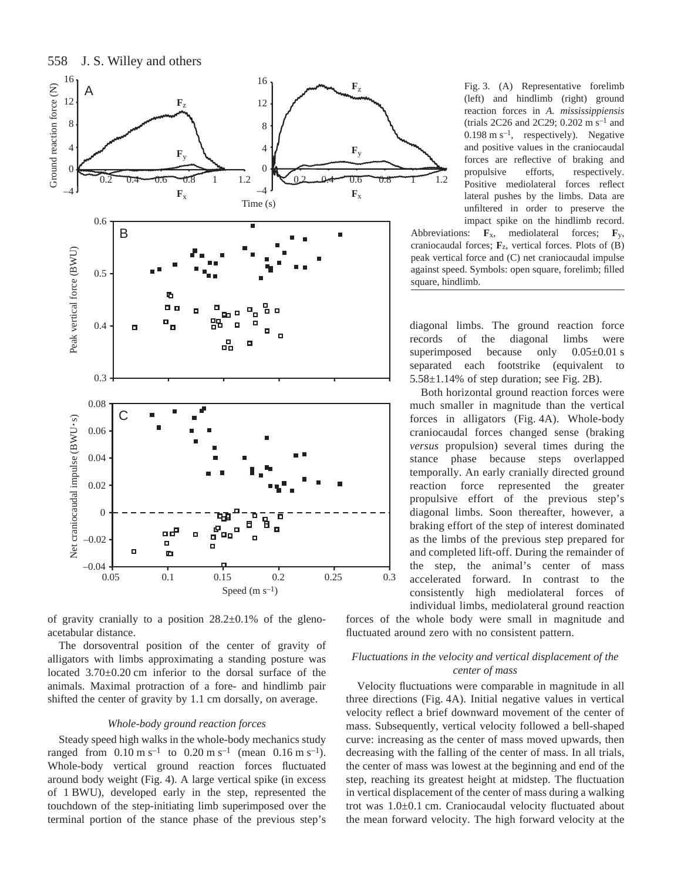Fig. 3. (A) Representative forelimb (left) and hindlimb (right) ground reaction forces in *A. mississippiensis* (trials 2C26 and 2C29; 0.202 m s$^{-1}$ and 0.198 m s$^{-1}$, respectively). Negative and positive values in the craniocaudal forces are reflective of braking and propulsive efforts, respectively. Positive mediolateral forces reflect lateral pushes by the limbs. Data are unfiltered in order to preserve the impact spike on the hindlimb record. Abbreviations: $\mathbf{F}_x$, mediolateral forces; $\mathbf{F}_y$, craniocaudal forces; $\mathbf{F}_z$, vertical forces. Plots of (B) peak vertical force and (C) net craniocaudal impulse against speed. Symbols: open square, forelimb; filled square, hindlimb.

of gravity cranially to a position 28.2±0.1% of the gleno-acetabular distance.

The dorsoventral position of the center of gravity of alligators with limbs approximating a standing posture was located 3.70±0.20 cm inferior to the dorsal surface of the animals. Maximal protraction of a fore- and hindlimb pair shifted the center of gravity by 1.1 cm dorsally, on average.

### *Whole-body ground reaction forces*

Steady speed high walks in the whole-body mechanics study ranged from 0.10 m s$^{-1}$ to 0.20 m s$^{-1}$ (mean 0.16 m s$^{-1}$). Whole-body vertical ground reaction forces fluctuated around body weight (Fig. 4). A large vertical spike (in excess of 1 BWU), developed early in the step, represented the touchdown of the step-initiating limb superimposed over the terminal portion of the stance phase of the previous step's diagonal limbs. The ground reaction force records of the diagonal limbs were superimposed because only 0.05±0.01 s separated each footstrike (equivalent to 5.58±1.14% of step duration; see Fig. 2B).

Both horizontal ground reaction forces were much smaller in magnitude than the vertical forces in alligators (Fig. 4A). Whole-body craniocaudal forces changed sense (braking *versus* propulsion) several times during the stance phase because steps overlapped temporally. An early cranially directed ground reaction force represented the greater propulsive effort of the previous step's diagonal limbs. Soon thereafter, however, a braking effort of the step of interest dominated as the limbs of the previous step prepared for and completed lift-off. During the remainder of the step, the animal's center of mass accelerated forward. In contrast to the consistently high mediolateral forces of individual limbs, mediolateral ground reaction forces of the whole body were small in magnitude and fluctuated around zero with no consistent pattern.

### *Fluctuations in the velocity and vertical displacement of the center of mass*

Velocity fluctuations were comparable in magnitude in all three directions (Fig. 4A). Initial negative values in vertical velocity reflect a brief downward movement of the center of mass. Subsequently, vertical velocity followed a bell-shaped curve: increasing as the center of mass moved upwards, then decreasing with the falling of the center of mass. In all trials, the center of mass was lowest at the beginning and end of the step, reaching its greatest height at midstep. The fluctuation in vertical displacement of the center of mass during a walking trot was 1.0±0.1 cm. Craniocaudal velocity fluctuated about the mean forward velocity. The high forward velocity at the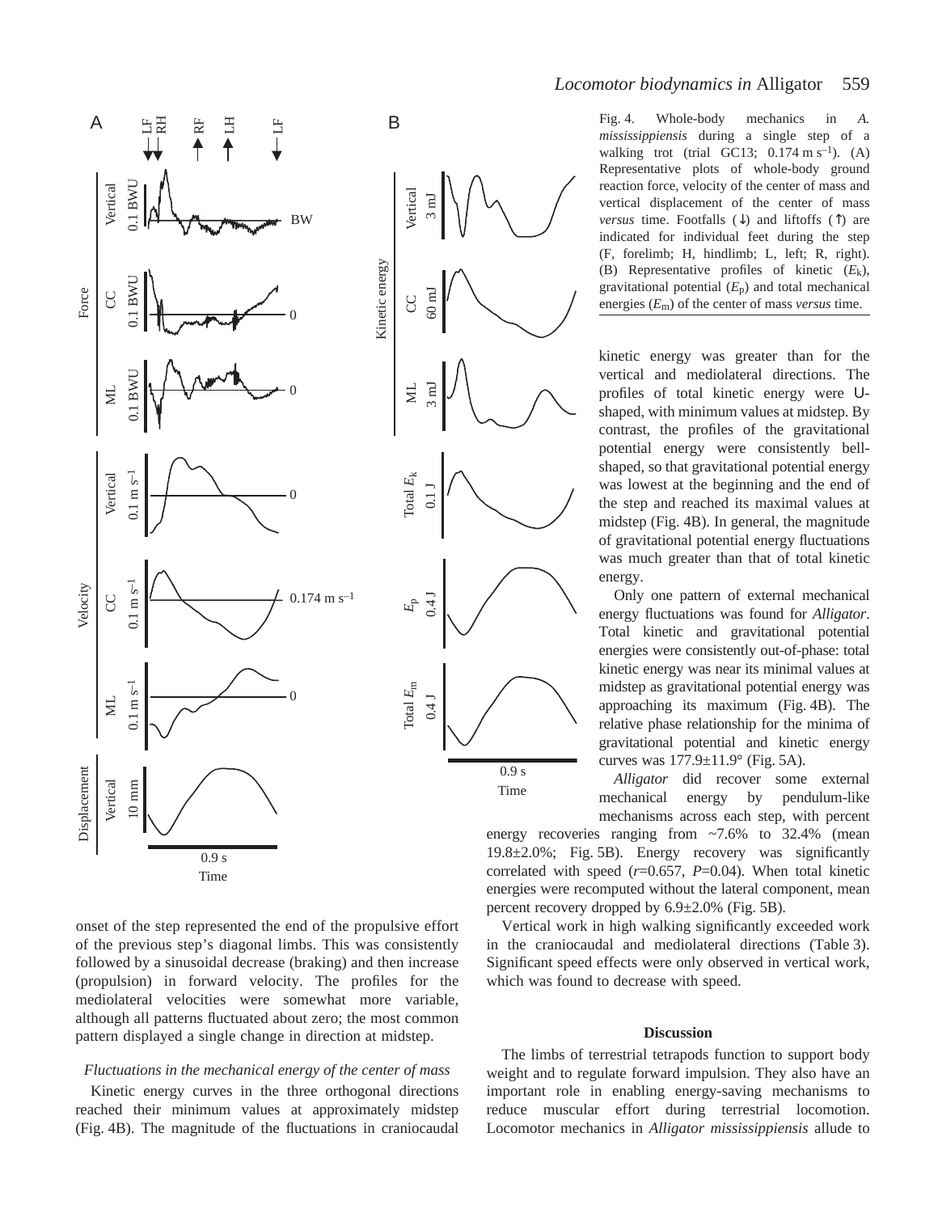Fig. 4. Whole-body mechanics in *A. mississippiensis* during a single step of a walking trot (trial GC13; 0.174 m s$^{-1}$). (A) Representative plots of whole-body ground reaction force, velocity of the center of mass and vertical displacement of the center of mass *versus* time. Footfalls (↓) and liftoffs (↑) are indicated for individual feet during the step (F, forelimb; H, hindlimb; L, left; R, right). (B) Representative profiles of kinetic ($E_k$), gravitational potential ($E_p$) and total mechanical energies ($E_m$) of the center of mass *versus* time.

onset of the step represented the end of the propulsive effort of the previous step's diagonal limbs. This was consistently followed by a sinusoidal decrease (braking) and then increase (propulsion) in forward velocity. The profiles for the mediolateral velocities were somewhat more variable, although all patterns fluctuated about zero; the most common pattern displayed a single change in direction at midstep.

### *Fluctuations in the mechanical energy of the center of mass*

Kinetic energy curves in the three orthogonal directions reached their minimum values at approximately midstep (Fig. 4B). The magnitude of the fluctuations in craniocaudal kinetic energy was greater than for the vertical and mediolateral directions. The profiles of total kinetic energy were U-shaped, with minimum values at midstep. By contrast, the profiles of the gravitational potential energy were consistently bell-shaped, so that gravitational potential energy was lowest at the beginning and the end of the step and reached its maximal values at midstep (Fig. 4B). In general, the magnitude of gravitational potential energy fluctuations was much greater than that of total kinetic energy.

Only one pattern of external mechanical energy fluctuations was found for *Alligator*. Total kinetic and gravitational potential energies were consistently out-of-phase: total kinetic energy was near its minimal values at midstep as gravitational potential energy was approaching its maximum (Fig. 4B). The relative phase relationship for the minima of gravitational potential and kinetic energy curves was 177.9±11.9° (Fig. 5A).

*Alligator* did recover some external mechanical energy by pendulum-like mechanisms across each step, with percent energy recoveries ranging from ~7.6% to 32.4% (mean 19.8±2.0%; Fig. 5B). Energy recovery was significantly correlated with speed ($r$=0.657, $P$=0.04). When total kinetic energies were recomputed without the lateral component, mean percent recovery dropped by 6.9±2.0% (Fig. 5B).

Vertical work in high walking significantly exceeded work in the craniocaudal and mediolateral directions (Table 3). Significant speed effects were only observed in vertical work, which was found to decrease with speed.

## Discussion

The limbs of terrestrial tetrapods function to support body weight and to regulate forward impulsion. They also have an important role in enabling energy-saving mechanisms to reduce muscular effort during terrestrial locomotion. Locomotor mechanics in *Alligator mississippiensis* allude to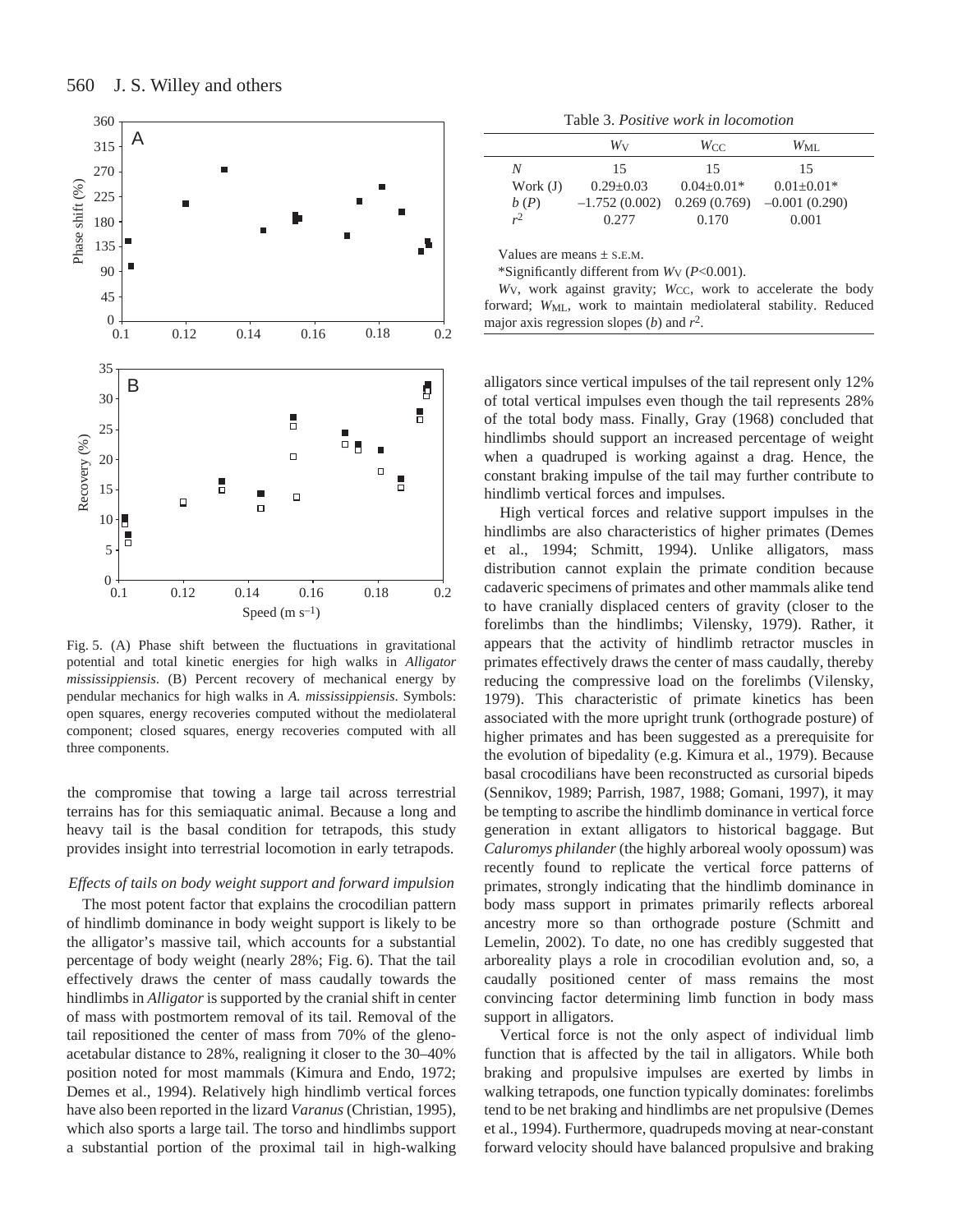Fig. 5. (A) Phase shift between the fluctuations in gravitational potential and total kinetic energies for high walks in *Alligator mississippiensis*. (B) Percent recovery of mechanical energy by pendular mechanics for high walks in *A. mississippiensis*. Symbols: open squares, energy recoveries computed without the mediolateral component; closed squares, energy recoveries computed with all three components.

Table 3. *Positive work in locomotion*

| | $W_V$ | $W_{CC}$ | $W_{ML}$ |
|---|---|---|---|
| $N$ | 15 | 15 | 15 |
| Work (J) | 0.29±0.03 | 0.04±0.01* | 0.01±0.01* |
| $b$ ($P$) | –1.752 (0.002) | 0.269 (0.769) | –0.001 (0.290) |
| $r^2$ | 0.277 | 0.170 | 0.001 |

Values are means ± S.E.M.

*Significantly different from $W_V$ ($P$<0.001).

$W_V$, work against gravity; $W_{CC}$, work to accelerate the body forward; $W_{ML}$, work to maintain mediolateral stability. Reduced major axis regression slopes ($b$) and $r^2$.

the compromise that towing a large tail across terrestrial terrains has for this semiaquatic animal. Because a long and heavy tail is the basal condition for tetrapods, this study provides insight into terrestrial locomotion in early tetrapods.

### *Effects of tails on body weight support and forward impulsion*

The most potent factor that explains the crocodilian pattern of hindlimb dominance in body weight support is likely to be the alligator's massive tail, which accounts for a substantial percentage of body weight (nearly 28%; Fig. 6). That the tail effectively draws the center of mass caudally towards the hindlimbs in *Alligator* is supported by the cranial shift in center of mass with postmortem removal of its tail. Removal of the tail repositioned the center of mass from 70% of the gleno-acetabular distance to 28%, realigning it closer to the 30–40% position noted for most mammals (Kimura and Endo, 1972; Demes et al., 1994). Relatively high hindlimb vertical forces have also been reported in the lizard *Varanus* (Christian, 1995), which also sports a large tail. The torso and hindlimbs support a substantial portion of the proximal tail in high-walking alligators since vertical impulses of the tail represent only 12% of total vertical impulses even though the tail represents 28% of the total body mass. Finally, Gray (1968) concluded that hindlimbs should support an increased percentage of weight when a quadruped is working against a drag. Hence, the constant braking impulse of the tail may further contribute to hindlimb vertical forces and impulses.

High vertical forces and relative support impulses in the hindlimbs are also characteristics of higher primates (Demes et al., 1994; Schmitt, 1994). Unlike alligators, mass distribution cannot explain the primate condition because cadaveric specimens of primates and other mammals alike tend to have cranially displaced centers of gravity (closer to the forelimbs than the hindlimbs; Vilensky, 1979). Rather, it appears that the activity of hindlimb retractor muscles in primates effectively draws the center of mass caudally, thereby reducing the compressive load on the forelimbs (Vilensky, 1979). This characteristic of primate kinetics has been associated with the more upright trunk (orthograde posture) of higher primates and has been suggested as a prerequisite for the evolution of bipedality (e.g. Kimura et al., 1979). Because basal crocodilians have been reconstructed as cursorial bipeds (Sennikov, 1989; Parrish, 1987, 1988; Gomani, 1997), it may be tempting to ascribe the hindlimb dominance in vertical force generation in extant alligators to historical baggage. But *Caluromys philander* (the highly arboreal wooly opossum) was recently found to replicate the vertical force patterns of primates, strongly indicating that the hindlimb dominance in body mass support in primates primarily reflects arboreal ancestry more so than orthograde posture (Schmitt and Lemelin, 2002). To date, no one has credibly suggested that arboreality plays a role in crocodilian evolution and, so, a caudally positioned center of mass remains the most convincing factor determining limb function in body mass support in alligators.

Vertical force is not the only aspect of individual limb function that is affected by the tail in alligators. While both braking and propulsive impulses are exerted by limbs in walking tetrapods, one function typically dominates: forelimbs tend to be net braking and hindlimbs are net propulsive (Demes et al., 1994). Furthermore, quadrupeds moving at near-constant forward velocity should have balanced propulsive and braking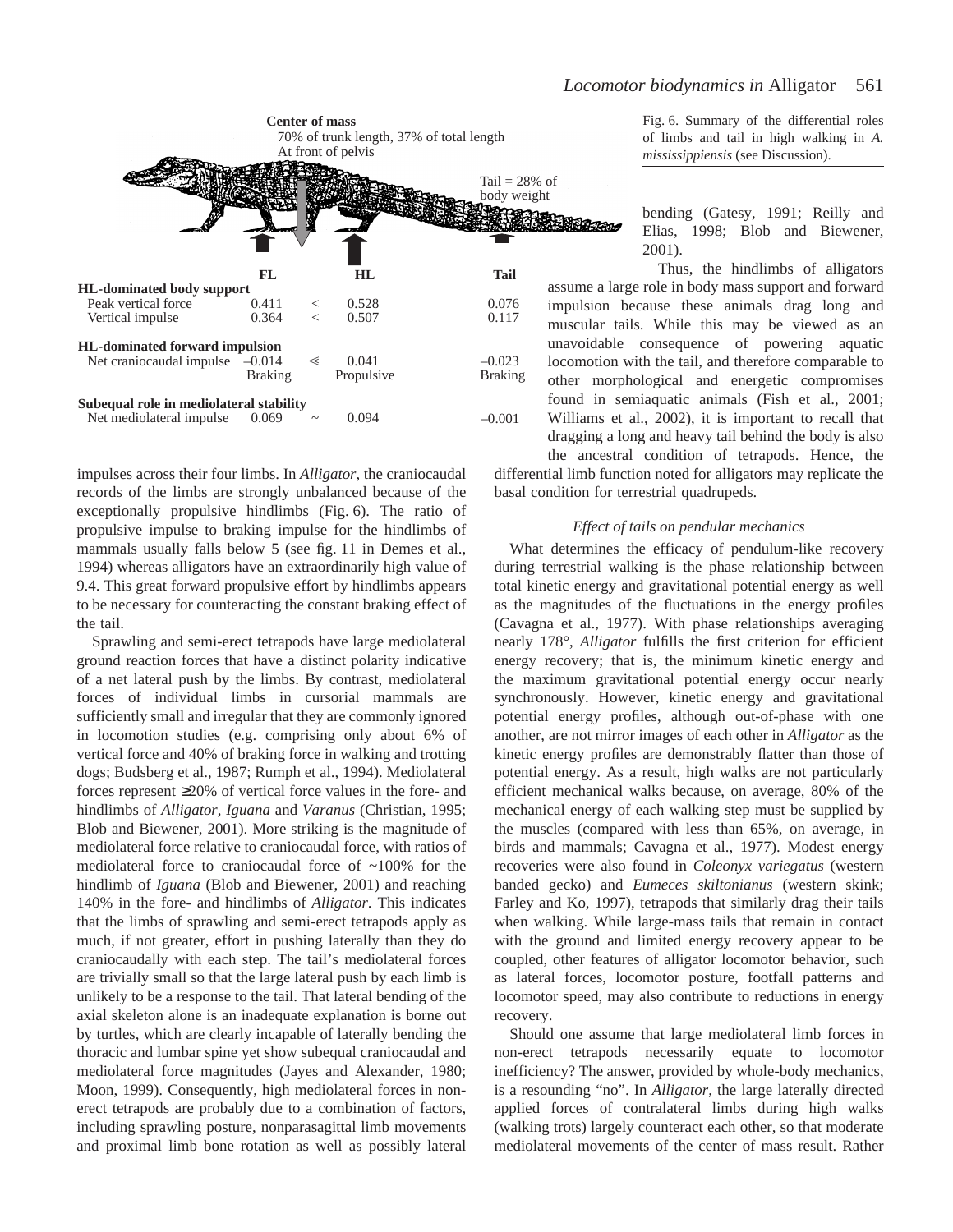Center of mass
70% of trunk length, 37% of total length
At front of pelvis

Tail = 28% of body weight

| | FL | | HL | Tail |
|---|---|---|---|---|
| **HL-dominated body support** | | | | |
| Peak vertical force | 0.411 | < | 0.528 | 0.076 |
| Vertical impulse | 0.364 | < | 0.507 | 0.117 |
| **HL-dominated forward impulsion** | | | | |
| Net craniocaudal impulse | –0.014 Braking | ⩽ | 0.041 Propulsive | –0.023 Braking |
| **Subequal role in mediolateral stability** | | | | |
| Net mediolateral impulse | 0.069 | ~ | 0.094 | –0.001 |

Fig. 6. Summary of the differential roles of limbs and tail in high walking in *A. mississippiensis* (see Discussion).

impulses across their four limbs. In *Alligator*, the craniocaudal records of the limbs are strongly unbalanced because of the exceptionally propulsive hindlimbs (Fig. 6). The ratio of propulsive impulse to braking impulse for the hindlimbs of mammals usually falls below 5 (see fig. 11 in Demes et al., 1994) whereas alligators have an extraordinarily high value of 9.4. This great forward propulsive effort by hindlimbs appears to be necessary for counteracting the constant braking effect of the tail.

Sprawling and semi-erect tetrapods have large mediolateral ground reaction forces that have a distinct polarity indicative of a net lateral push by the limbs. By contrast, mediolateral forces of individual limbs in cursorial mammals are sufficiently small and irregular that they are commonly ignored in locomotion studies (e.g. comprising only about 6% of vertical force and 40% of braking force in walking and trotting dogs; Budsberg et al., 1987; Rumph et al., 1994). Mediolateral forces represent ≥20% of vertical force values in the fore- and hindlimbs of *Alligator*, *Iguana* and *Varanus* (Christian, 1995; Blob and Biewener, 2001). More striking is the magnitude of mediolateral force relative to craniocaudal force, with ratios of mediolateral force to craniocaudal force of ~100% for the hindlimb of *Iguana* (Blob and Biewener, 2001) and reaching 140% in the fore- and hindlimbs of *Alligator*. This indicates that the limbs of sprawling and semi-erect tetrapods apply as much, if not greater, effort in pushing laterally than they do craniocaudally with each step. The tail's mediolateral forces are trivially small so that the large lateral push by each limb is unlikely to be a response to the tail. That lateral bending of the axial skeleton alone is an inadequate explanation is borne out by turtles, which are clearly incapable of laterally bending the thoracic and lumbar spine yet show subequal craniocaudal and mediolateral force magnitudes (Jayes and Alexander, 1980; Moon, 1999). Consequently, high mediolateral forces in non-erect tetrapods are probably due to a combination of factors, including sprawling posture, nonparasagittal limb movements and proximal limb bone rotation as well as possibly lateral bending (Gatesy, 1991; Reilly and Elias, 1998; Blob and Biewener, 2001).

Thus, the hindlimbs of alligators assume a large role in body mass support and forward impulsion because these animals drag long and muscular tails. While this may be viewed as an unavoidable consequence of powering aquatic locomotion with the tail, and therefore comparable to other morphological and energetic compromises found in semiaquatic animals (Fish et al., 2001; Williams et al., 2002), it is important to recall that dragging a long and heavy tail behind the body is also the ancestral condition of tetrapods. Hence, the differential limb function noted for alligators may replicate the basal condition for terrestrial quadrupeds.

### *Effect of tails on pendular mechanics*

What determines the efficacy of pendulum-like recovery during terrestrial walking is the phase relationship between total kinetic energy and gravitational potential energy as well as the magnitudes of the fluctuations in the energy profiles (Cavagna et al., 1977). With phase relationships averaging nearly 178°, *Alligator* fulfills the first criterion for efficient energy recovery; that is, the minimum kinetic energy and the maximum gravitational potential energy occur nearly synchronously. However, kinetic energy and gravitational potential energy profiles, although out-of-phase with one another, are not mirror images of each other in *Alligator* as the kinetic energy profiles are demonstrably flatter than those of potential energy. As a result, high walks are not particularly efficient mechanical walks because, on average, 80% of the mechanical energy of each walking step must be supplied by the muscles (compared with less than 65%, on average, in birds and mammals; Cavagna et al., 1977). Modest energy recoveries were also found in *Coleonyx variegatus* (western banded gecko) and *Eumeces skiltonianus* (western skink; Farley and Ko, 1997), tetrapods that similarly drag their tails when walking. While large-mass tails that remain in contact with the ground and limited energy recovery appear to be coupled, other features of alligator locomotor behavior, such as lateral forces, locomotor posture, footfall patterns and locomotor speed, may also contribute to reductions in energy recovery.

Should one assume that large mediolateral limb forces in non-erect tetrapods necessarily equate to locomotor inefficiency? The answer, provided by whole-body mechanics, is a resounding "no". In *Alligator*, the large laterally directed applied forces of contralateral limbs during high walks (walking trots) largely counteract each other, so that moderate mediolateral movements of the center of mass result. Rather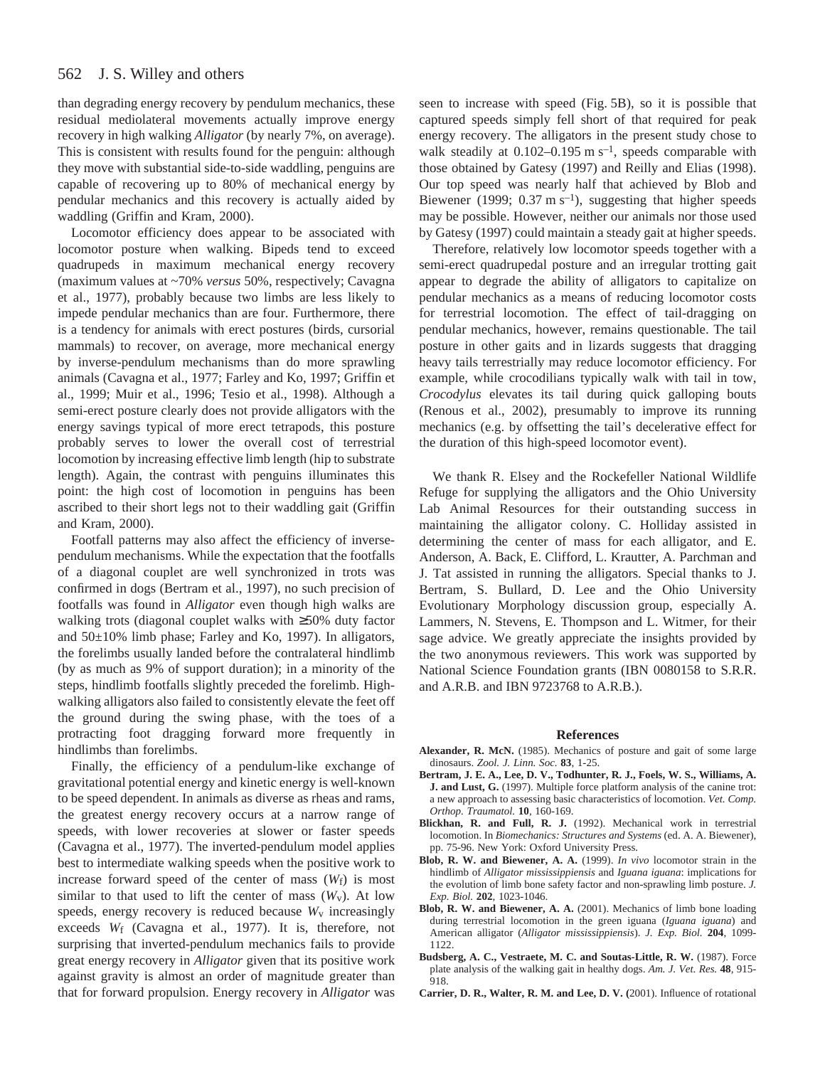than degrading energy recovery by pendulum mechanics, these residual mediolateral movements actually improve energy recovery in high walking *Alligator* (by nearly 7%, on average). This is consistent with results found for the penguin: although they move with substantial side-to-side waddling, penguins are capable of recovering up to 80% of mechanical energy by pendular mechanics and this recovery is actually aided by waddling (Griffin and Kram, 2000).

Locomotor efficiency does appear to be associated with locomotor posture when walking. Bipeds tend to exceed quadrupeds in maximum mechanical energy recovery (maximum values at ~70% *versus* 50%, respectively; Cavagna et al., 1977), probably because two limbs are less likely to impede pendular mechanics than are four. Furthermore, there is a tendency for animals with erect postures (birds, cursorial mammals) to recover, on average, more mechanical energy by inverse-pendulum mechanisms than do more sprawling animals (Cavagna et al., 1977; Farley and Ko, 1997; Griffin et al., 1999; Muir et al., 1996; Tesio et al., 1998). Although a semi-erect posture clearly does not provide alligators with the energy savings typical of more erect tetrapods, this posture probably serves to lower the overall cost of terrestrial locomotion by increasing effective limb length (hip to substrate length). Again, the contrast with penguins illuminates this point: the high cost of locomotion in penguins has been ascribed to their short legs not to their waddling gait (Griffin and Kram, 2000).

Footfall patterns may also affect the efficiency of inverse-pendulum mechanisms. While the expectation that the footfalls of a diagonal couplet are well synchronized in trots was confirmed in dogs (Bertram et al., 1997), no such precision of footfalls was found in *Alligator* even though high walks are walking trots (diagonal couplet walks with ≥50% duty factor and 50±10% limb phase; Farley and Ko, 1997). In alligators, the forelimbs usually landed before the contralateral hindlimb (by as much as 9% of support duration); in a minority of the steps, hindlimb footfalls slightly preceded the forelimb. High-walking alligators also failed to consistently elevate the feet off the ground during the swing phase, with the toes of a protracting foot dragging forward more frequently in hindlimbs than forelimbs.

Finally, the efficiency of a pendulum-like exchange of gravitational potential energy and kinetic energy is well-known to be speed dependent. In animals as diverse as rheas and rams, the greatest energy recovery occurs at a narrow range of speeds, with lower recoveries at slower or faster speeds (Cavagna et al., 1977). The inverted-pendulum model applies best to intermediate walking speeds when the positive work to increase forward speed of the center of mass ($W_f$) is most similar to that used to lift the center of mass ($W_v$). At low speeds, energy recovery is reduced because $W_v$ increasingly exceeds $W_f$ (Cavagna et al., 1977). It is, therefore, not surprising that inverted-pendulum mechanics fails to provide great energy recovery in *Alligator* given that its positive work against gravity is almost an order of magnitude greater than that for forward propulsion. Energy recovery in *Alligator* was seen to increase with speed (Fig. 5B), so it is possible that captured speeds simply fell short of that required for peak energy recovery. The alligators in the present study chose to walk steadily at 0.102–0.195 m $s^{-1}$, speeds comparable with those obtained by Gatesy (1997) and Reilly and Elias (1998). Our top speed was nearly half that achieved by Blob and Biewener (1999; 0.37 m $s^{-1}$), suggesting that higher speeds may be possible. However, neither our animals nor those used by Gatesy (1997) could maintain a steady gait at higher speeds.

Therefore, relatively low locomotor speeds together with a semi-erect quadrupedal posture and an irregular trotting gait appear to degrade the ability of alligators to capitalize on pendular mechanics as a means of reducing locomotor costs for terrestrial locomotion. The effect of tail-dragging on pendular mechanics, however, remains questionable. The tail posture in other gaits and in lizards suggests that dragging heavy tails terrestrially may reduce locomotor efficiency. For example, while crocodilians typically walk with tail in tow, *Crocodylus* elevates its tail during quick galloping bouts (Renous et al., 2002), presumably to improve its running mechanics (e.g. by offsetting the tail's decelerative effect for the duration of this high-speed locomotor event).

We thank R. Elsey and the Rockefeller National Wildlife Refuge for supplying the alligators and the Ohio University Lab Animal Resources for their outstanding success in maintaining the alligator colony. C. Holliday assisted in determining the center of mass for each alligator, and E. Anderson, A. Back, E. Clifford, L. Krautter, A. Parchman and J. Tat assisted in running the alligators. Special thanks to J. Bertram, S. Bullard, D. Lee and the Ohio University Evolutionary Morphology discussion group, especially A. Lammers, N. Stevens, E. Thompson and L. Witmer, for their sage advice. We greatly appreciate the insights provided by the two anonymous reviewers. This work was supported by National Science Foundation grants (IBN 0080158 to S.R.R. and A.R.B. and IBN 9723768 to A.R.B.).

## References

**Alexander, R. McN.** (1985). Mechanics of posture and gait of some large dinosaurs. *Zool. J. Linn. Soc.* **83**, 1-25.

**Bertram, J. E. A., Lee, D. V., Todhunter, R. J., Foels, W. S., Williams, A. J. and Lust, G.** (1997). Multiple force platform analysis of the canine trot: a new approach to assessing basic characteristics of locomotion. *Vet. Comp. Orthop. Traumatol.* **10**, 160-169.

**Blickhan, R. and Full, R. J.** (1992). Mechanical work in terrestrial locomotion. In *Biomechanics: Structures and Systems* (ed. A. A. Biewener), pp. 75-96. New York: Oxford University Press.

**Blob, R. W. and Biewener, A. A.** (1999). *In vivo* locomotor strain in the hindlimb of *Alligator mississippiensis* and *Iguana iguana*: implications for the evolution of limb bone safety factor and non-sprawling limb posture. *J. Exp. Biol.* **202**, 1023-1046.

**Blob, R. W. and Biewener, A. A.** (2001). Mechanics of limb bone loading during terrestrial locomotion in the green iguana (*Iguana iguana*) and American alligator (*Alligator mississippiensis*). *J. Exp. Biol.* **204**, 1099-1122.

**Budsberg, A. C., Vestraete, M. C. and Soutas-Little, R. W.** (1987). Force plate analysis of the walking gait in healthy dogs. *Am. J. Vet. Res.* **48**, 915-918.

**Carrier, D. R., Walter, R. M. and Lee, D. V.** (2001). Influence of rotational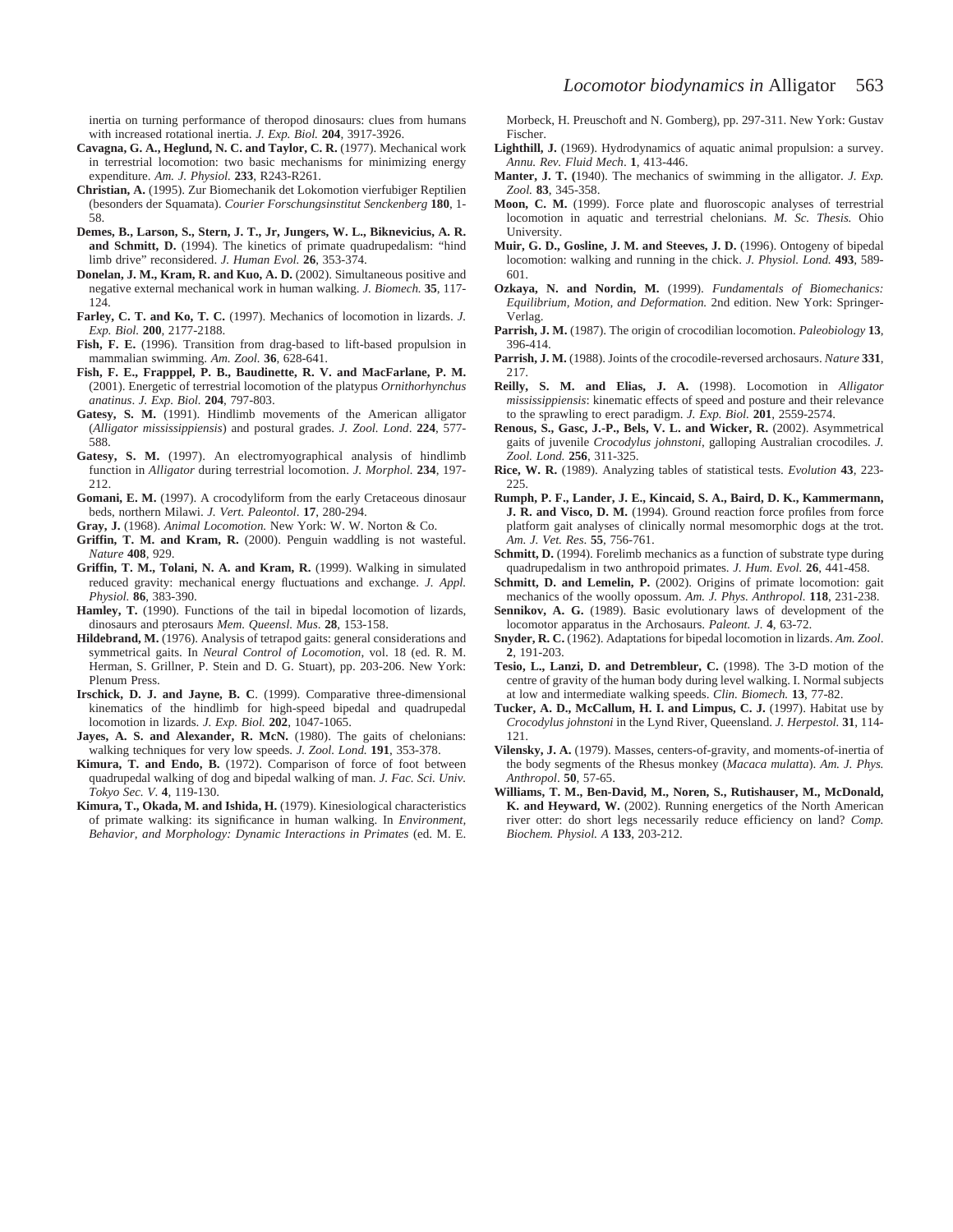inertia on turning performance of theropod dinosaurs: clues from humans with increased rotational inertia. *J. Exp. Biol.* **204**, 3917-3926.

**Cavagna, G. A., Heglund, N. C. and Taylor, C. R.** (1977). Mechanical work in terrestrial locomotion: two basic mechanisms for minimizing energy expenditure. *Am. J. Physiol.* **233**, R243-R261.

**Christian, A.** (1995). Zur Biomechanik det Lokomotion vierfubiger Reptilien (besonders der Squamata). *Courier Forschungsinstitut Senckenberg* **180**, 1-58.

**Demes, B., Larson, S., Stern, J. T., Jr, Jungers, W. L., Biknevicius, A. R. and Schmitt, D.** (1994). The kinetics of primate quadrupedalism: "hind limb drive" reconsidered. *J. Human Evol.* **26**, 353-374.

**Donelan, J. M., Kram, R. and Kuo, A. D.** (2002). Simultaneous positive and negative external mechanical work in human walking. *J. Biomech.* **35**, 117-124.

**Farley, C. T. and Ko, T. C.** (1997). Mechanics of locomotion in lizards. *J. Exp. Biol.* **200**, 2177-2188.

**Fish, F. E.** (1996). Transition from drag-based to lift-based propulsion in mammalian swimming. *Am. Zool.* **36**, 628-641.

**Fish, F. E., Frapppel, P. B., Baudinette, R. V. and MacFarlane, P. M.** (2001). Energetic of terrestrial locomotion of the platypus *Ornithorhynchus anatinus*. *J. Exp. Biol.* **204**, 797-803.

**Gatesy, S. M.** (1991). Hindlimb movements of the American alligator (*Alligator mississippiensis*) and postural grades. *J. Zool. Lond*. **224**, 577-588.

**Gatesy, S. M.** (1997). An electromyographical analysis of hindlimb function in *Alligator* during terrestrial locomotion. *J. Morphol.* **234**, 197-212.

**Gomani, E. M.** (1997). A crocodyliform from the early Cretaceous dinosaur beds, northern Milawi. *J. Vert. Paleontol*. **17**, 280-294.

**Gray, J.** (1968). *Animal Locomotion.* New York: W. W. Norton & Co.

**Griffin, T. M. and Kram, R.** (2000). Penguin waddling is not wasteful. *Nature* **408**, 929.

**Griffin, T. M., Tolani, N. A. and Kram, R.** (1999). Walking in simulated reduced gravity: mechanical energy fluctuations and exchange. *J. Appl. Physiol.* **86**, 383-390.

**Hamley, T.** (1990). Functions of the tail in bipedal locomotion of lizards, dinosaurs and pterosaurs *Mem. Queensl. Mus*. **28**, 153-158.

**Hildebrand, M.** (1976). Analysis of tetrapod gaits: general considerations and symmetrical gaits. In *Neural Control of Locomotion*, vol. 18 (ed. R. M. Herman, S. Grillner, P. Stein and D. G. Stuart), pp. 203-206. New York: Plenum Press.

**Irschick, D. J. and Jayne, B. C**. (1999). Comparative three-dimensional kinematics of the hindlimb for high-speed bipedal and quadrupedal locomotion in lizards. *J. Exp. Biol.* **202**, 1047-1065.

**Jayes, A. S. and Alexander, R. McN.** (1980). The gaits of chelonians: walking techniques for very low speeds. *J. Zool. Lond.* **191**, 353-378.

**Kimura, T. and Endo, B.** (1972). Comparison of force of foot between quadrupedal walking of dog and bipedal walking of man. *J. Fac. Sci. Univ. Tokyo Sec. V*. **4**, 119-130.

**Kimura, T., Okada, M. and Ishida, H.** (1979). Kinesiological characteristics of primate walking: its significance in human walking. In *Environment, Behavior, and Morphology: Dynamic Interactions in Primates* (ed. M. E. Morbeck, H. Preuschoft and N. Gomberg), pp. 297-311. New York: Gustav Fischer.

**Lighthill, J.** (1969). Hydrodynamics of aquatic animal propulsion: a survey. *Annu. Rev. Fluid Mech*. **1**, 413-446.

**Manter, J. T. (**1940). The mechanics of swimming in the alligator. *J. Exp. Zool.* **83**, 345-358.

**Moon, C. M.** (1999). Force plate and fluoroscopic analyses of terrestrial locomotion in aquatic and terrestrial chelonians. *M. Sc. Thesis.* Ohio University.

**Muir, G. D., Gosline, J. M. and Steeves, J. D.** (1996). Ontogeny of bipedal locomotion: walking and running in the chick. *J. Physiol. Lond.* **493**, 589-601.

**Ozkaya, N. and Nordin, M.** (1999). *Fundamentals of Biomechanics: Equilibrium, Motion, and Deformation.* 2nd edition. New York: Springer-Verlag.

**Parrish, J. M.** (1987). The origin of crocodilian locomotion. *Paleobiology* **13**, 396-414.

**Parrish, J. M.** (1988). Joints of the crocodile-reversed archosaurs. *Nature* **331**, 217.

**Reilly, S. M. and Elias, J. A.** (1998). Locomotion in *Alligator mississippiensis*: kinematic effects of speed and posture and their relevance to the sprawling to erect paradigm. *J. Exp. Biol.* **201**, 2559-2574.

**Renous, S., Gasc, J.-P., Bels, V. L. and Wicker, R.** (2002). Asymmetrical gaits of juvenile *Crocodylus johnstoni*, galloping Australian crocodiles. *J. Zool. Lond.* **256**, 311-325.

**Rice, W. R.** (1989). Analyzing tables of statistical tests. *Evolution* **43**, 223-225.

**Rumph, P. F., Lander, J. E., Kincaid, S. A., Baird, D. K., Kammermann, J. R. and Visco, D. M.** (1994). Ground reaction force profiles from force platform gait analyses of clinically normal mesomorphic dogs at the trot. *Am. J. Vet. Res*. **55**, 756-761.

**Schmitt, D.** (1994). Forelimb mechanics as a function of substrate type during quadrupedalism in two anthropoid primates. *J. Hum. Evol.* **26**, 441-458.

**Schmitt, D. and Lemelin, P.** (2002). Origins of primate locomotion: gait mechanics of the woolly opossum. *Am. J. Phys. Anthropol.* **118**, 231-238.

**Sennikov, A. G.** (1989). Basic evolutionary laws of development of the locomotor apparatus in the Archosaurs. *Paleont. J.* **4**, 63-72.

**Snyder, R. C.** (1962). Adaptations for bipedal locomotion in lizards. *Am. Zool*. **2**, 191-203.

**Tesio, L., Lanzi, D. and Detrembleur, C.** (1998). The 3-D motion of the centre of gravity of the human body during level walking. I. Normal subjects at low and intermediate walking speeds. *Clin. Biomech.* **13**, 77-82.

**Tucker, A. D., McCallum, H. I. and Limpus, C. J.** (1997). Habitat use by *Crocodylus johnstoni* in the Lynd River, Queensland. *J. Herpestol.* **31**, 114-121.

**Vilensky, J. A.** (1979). Masses, centers-of-gravity, and moments-of-inertia of the body segments of the Rhesus monkey (*Macaca mulatta*). *Am. J. Phys. Anthropol*. **50**, 57-65.

**Williams, T. M., Ben-David, M., Noren, S., Rutishauser, M., McDonald, K. and Heyward, W.** (2002). Running energetics of the North American river otter: do short legs necessarily reduce efficiency on land? *Comp. Biochem. Physiol. A* **133**, 203-212.